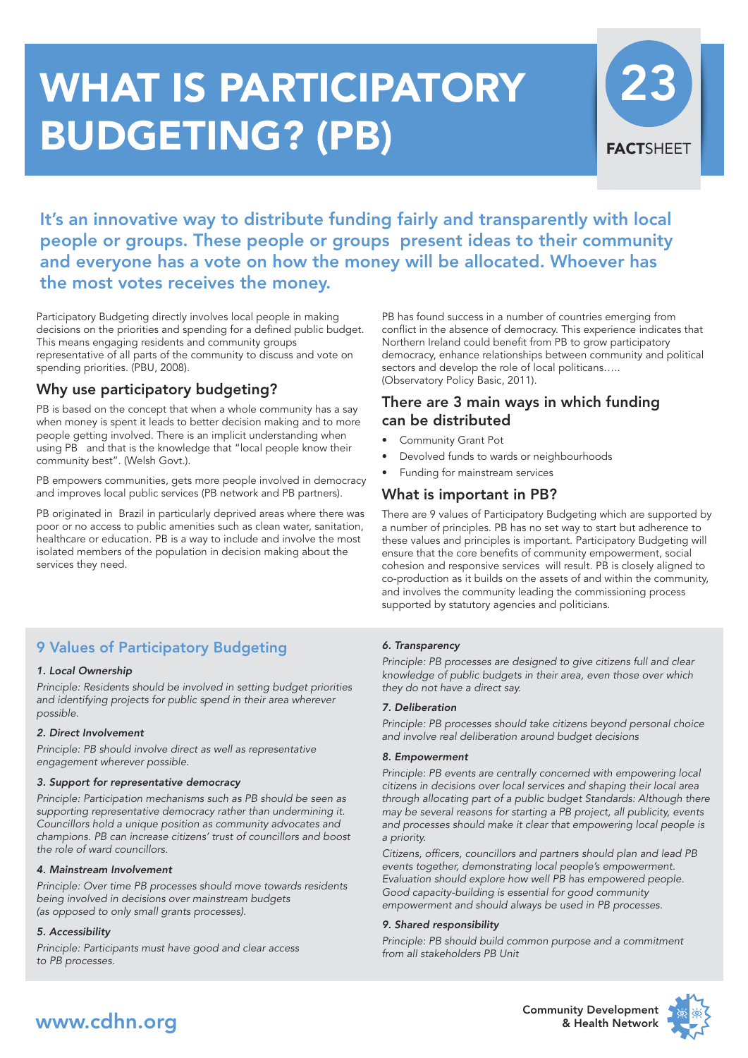# WHAT IS PARTICIPATORY BUDGETING? (PB)

23

**FACT**SHEET

## It's an innovative way to distribute funding fairly and transparently with local people or groups. These people or groups present ideas to their community and everyone has a vote on how the money will be allocated. Whoever has the most votes receives the money.

Participatory Budgeting directly involves local people in making decisions on the priorities and spending for a defined public budget. This means engaging residents and community groups representative of all parts of the community to discuss and vote on spending priorities. (PBU, 2008).

### Why use participatory budgeting?

PB is based on the concept that when a whole community has a say when money is spent it leads to better decision making and to more people getting involved. There is an implicit understanding when using PB and that is the knowledge that "local people know their community best". (Welsh Govt.).

PB empowers communities, gets more people involved in democracy and improves local public services (PB network and PB partners).

PB originated in Brazil in particularly deprived areas where there was poor or no access to public amenities such as clean water, sanitation, healthcare or education. PB is a way to include and involve the most isolated members of the population in decision making about the services they need.

PB has found success in a number of countries emerging from conflict in the absence of democracy. This experience indicates that Northern Ireland could benefit from PB to grow participatory democracy, enhance relationships between community and political sectors and develop the role of local politicans….. (Observatory Policy Basic, 2011).

### There are 3 main ways in which funding can be distributed

- Community Grant Pot
- Devolved funds to wards or neighbourhoods
- Funding for mainstream services

### What is important in PB?

There are 9 values of Participatory Budgeting which are supported by a number of principles. PB has no set way to start but adherence to these values and principles is important. Participatory Budgeting will ensure that the core benefits of community empowerment, social cohesion and responsive services will result. PB is closely aligned to co-production as it builds on the assets of and within the community, and involves the community leading the commissioning process supported by statutory agencies and politicians.

## 9 Values of Participatory Budgeting

***1. Local Ownership***

*Principle: Residents should be involved in setting budget priorities and identifying projects for public spend in their area wherever possible.*

***2. Direct Involvement***

*Principle: PB should involve direct as well as representative engagement wherever possible.*

***3. Support for representative democracy***

*Principle: Participation mechanisms such as PB should be seen as supporting representative democracy rather than undermining it. Councillors hold a unique position as community advocates and champions. PB can increase citizens' trust of councillors and boost the role of ward councillors.*

***4. Mainstream Involvement***

*Principle: Over time PB processes should move towards residents being involved in decisions over mainstream budgets (as opposed to only small grants processes).*

***5. Accessibility***

*Principle: Participants must have good and clear access to PB processes.*

***6. Transparency***

*Principle: PB processes are designed to give citizens full and clear knowledge of public budgets in their area, even those over which they do not have a direct say.*

***7. Deliberation***

*Principle: PB processes should take citizens beyond personal choice and involve real deliberation around budget decisions*

***8. Empowerment***

*Principle: PB events are centrally concerned with empowering local citizens in decisions over local services and shaping their local area through allocating part of a public budget Standards: Although there may be several reasons for starting a PB project, all publicity, events and processes should make it clear that empowering local people is a priority.*

*Citizens, officers, councillors and partners should plan and lead PB events together, demonstrating local people's empowerment. Evaluation should explore how well PB has empowered people. Good capacity-building is essential for good community empowerment and should always be used in PB processes.*

***9. Shared responsibility***

*Principle: PB should build common purpose and a commitment from all stakeholders PB Unit*

www.cdhn.org

Community Development & Health Network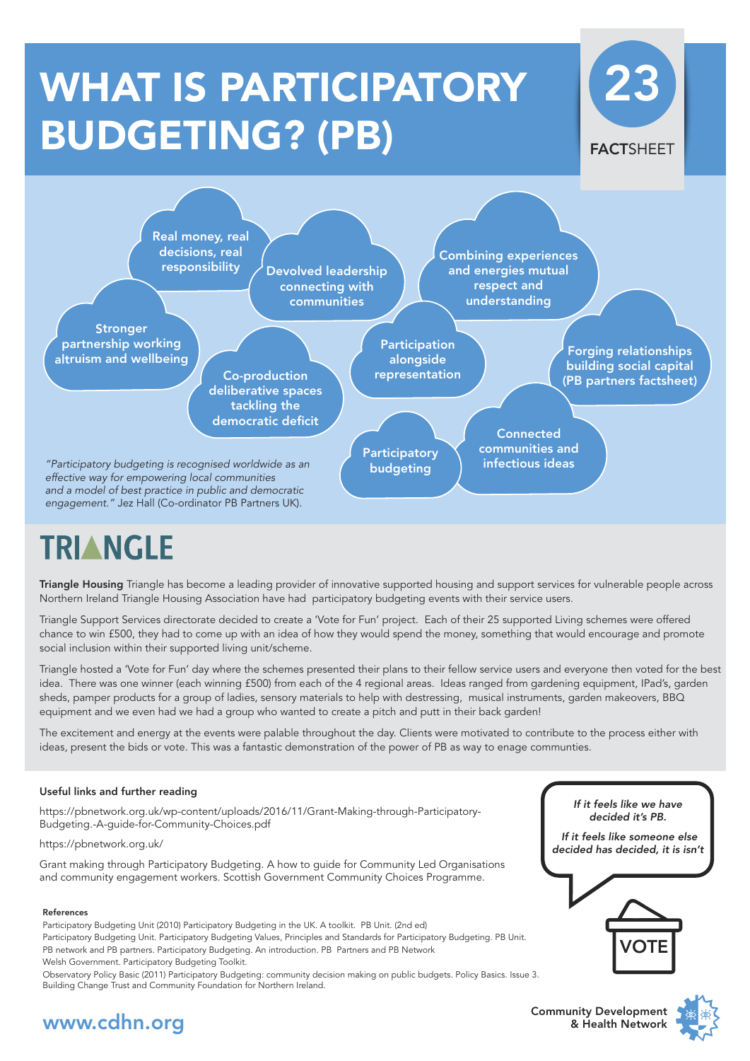# WHAT IS PARTICIPATORY BUDGETING? (PB)

23

**FACT**SHEET

Real money, real decisions, real responsibility

Devolved leadership connecting with communities

Combining experiences and energies mutual respect and understanding

Stronger partnership working altruism and wellbeing

Participation alongside representation

Forging relationships building social capital (PB partners factsheet)

Co-production deliberative spaces tackling the democratic deficit

Participatory budgeting

Connected communities and infectious ideas

*"Participatory budgeting is recognised worldwide as an effective way for empowering local communities and a model of best practice in public and democratic engagement."* Jez Hall (Co-ordinator PB Partners UK).

## TRIANGLE

**Triangle Housing** Triangle has become a leading provider of innovative supported housing and support services for vulnerable people across Northern Ireland Triangle Housing Association have had participatory budgeting events with their service users.

Triangle Support Services directorate decided to create a 'Vote for Fun' project. Each of their 25 supported Living schemes were offered chance to win £500, they had to come up with an idea of how they would spend the money, something that would encourage and promote social inclusion within their supported living unit/scheme.

Triangle hosted a 'Vote for Fun' day where the schemes presented their plans to their fellow service users and everyone then voted for the best idea. There was one winner (each winning £500) from each of the 4 regional areas. Ideas ranged from gardening equipment, IPad's, garden sheds, pamper products for a group of ladies, sensory materials to help with destressing, musical instruments, garden makeovers, BBQ equipment and we even had we had a group who wanted to create a pitch and putt in their back garden!

The excitement and energy at the events were palable throughout the day. Clients were motivated to contribute to the process either with ideas, present the bids or vote. This was a fantastic demonstration of the power of PB as way to enage communties.

### Useful links and further reading

https://pbnetwork.org.uk/wp-content/uploads/2016/11/Grant-Making-through-Participatory-Budgeting.-A-guide-for-Community-Choices.pdf

https://pbnetwork.org.uk/

Grant making through Participatory Budgeting. A how to guide for Community Led Organisations and community engagement workers. Scottish Government Community Choices Programme.

*If it feels like we have decided it's PB.*

*If it feels like someone else decided has decided, it is isn't*

VOTE

#### References

Participatory Budgeting Unit (2010) Participatory Budgeting in the UK. A toolkit. PB Unit. (2nd ed)
Participatory Budgeting Unit. Participatory Budgeting Values, Principles and Standards for Participatory Budgeting. PB Unit.
PB network and PB partners. Participatory Budgeting. An introduction. PB Partners and PB Network
Welsh Government. Participatory Budgeting Toolkit.
Observatory Policy Basic (2011) Participatory Budgeting: community decision making on public budgets. Policy Basics. Issue 3.
Building Change Trust and Community Foundation for Northern Ireland.

www.cdhn.org

Community Development & Health Network